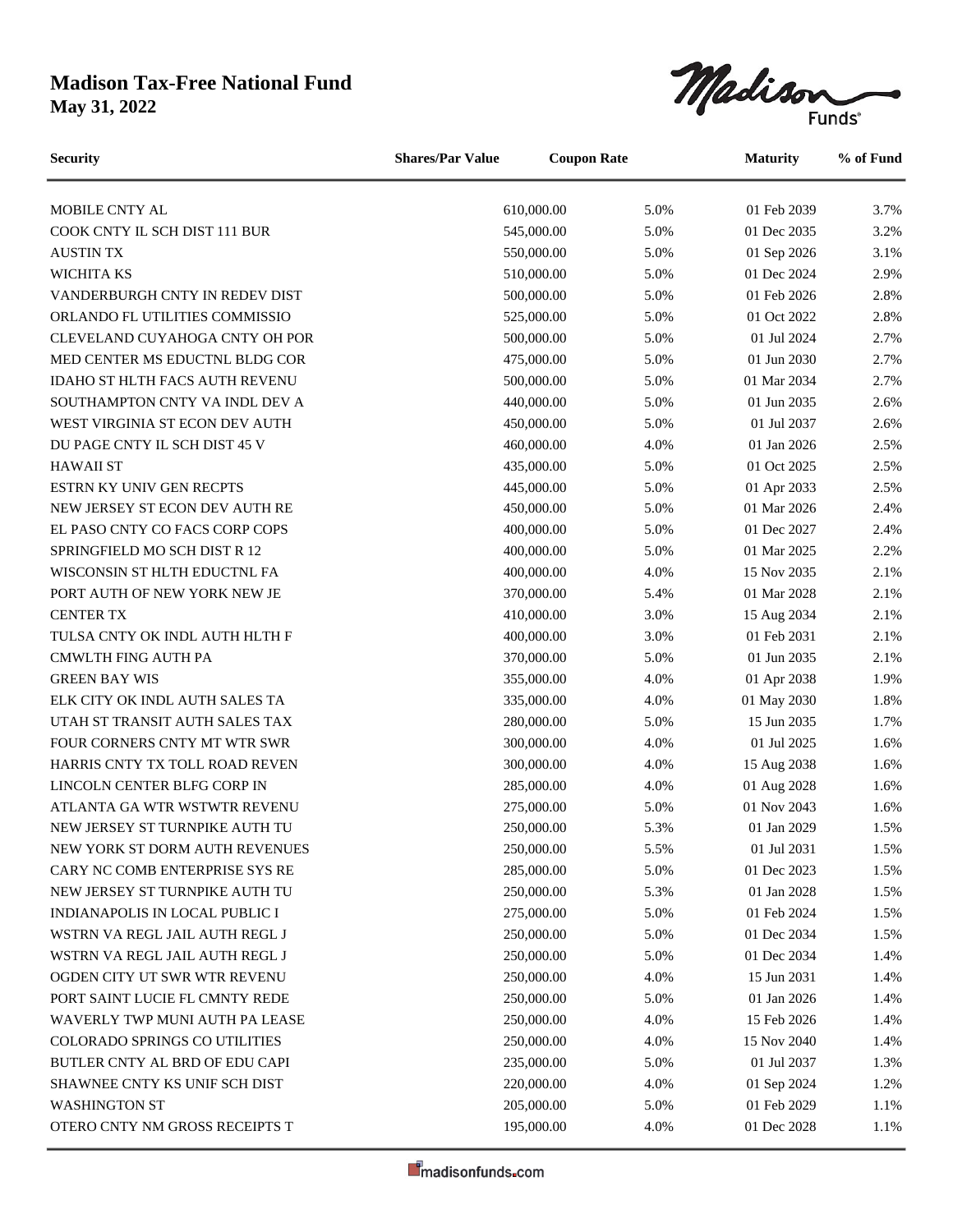# Madison Tax-Free National Fund

**May 31, 2022**

| Security | Shares/Par Value | Coupon Rate | Maturity | % of Fund |
|---|---|---|---|---|
| MOBILE CNTY AL | 610,000.00 | 5.0% | 01 Feb 2039 | 3.7% |
| COOK CNTY IL SCH DIST 111 BUR | 545,000.00 | 5.0% | 01 Dec 2035 | 3.2% |
| AUSTIN TX | 550,000.00 | 5.0% | 01 Sep 2026 | 3.1% |
| WICHITA KS | 510,000.00 | 5.0% | 01 Dec 2024 | 2.9% |
| VANDERBURGH CNTY IN REDEV DIST | 500,000.00 | 5.0% | 01 Feb 2026 | 2.8% |
| ORLANDO FL UTILITIES COMMISSIO | 525,000.00 | 5.0% | 01 Oct 2022 | 2.8% |
| CLEVELAND CUYAHOGA CNTY OH POR | 500,000.00 | 5.0% | 01 Jul 2024 | 2.7% |
| MED CENTER MS EDUCTNL BLDG COR | 475,000.00 | 5.0% | 01 Jun 2030 | 2.7% |
| IDAHO ST HLTH FACS AUTH REVENU | 500,000.00 | 5.0% | 01 Mar 2034 | 2.7% |
| SOUTHAMPTON CNTY VA INDL DEV A | 440,000.00 | 5.0% | 01 Jun 2035 | 2.6% |
| WEST VIRGINIA ST ECON DEV AUTH | 450,000.00 | 5.0% | 01 Jul 2037 | 2.6% |
| DU PAGE CNTY IL SCH DIST 45 V | 460,000.00 | 4.0% | 01 Jan 2026 | 2.5% |
| HAWAII ST | 435,000.00 | 5.0% | 01 Oct 2025 | 2.5% |
| ESTRN KY UNIV GEN RECPTS | 445,000.00 | 5.0% | 01 Apr 2033 | 2.5% |
| NEW JERSEY ST ECON DEV AUTH RE | 450,000.00 | 5.0% | 01 Mar 2026 | 2.4% |
| EL PASO CNTY CO FACS CORP COPS | 400,000.00 | 5.0% | 01 Dec 2027 | 2.4% |
| SPRINGFIELD MO SCH DIST R 12 | 400,000.00 | 5.0% | 01 Mar 2025 | 2.2% |
| WISCONSIN ST HLTH EDUCTNL FA | 400,000.00 | 4.0% | 15 Nov 2035 | 2.1% |
| PORT AUTH OF NEW YORK NEW JE | 370,000.00 | 5.4% | 01 Mar 2028 | 2.1% |
| CENTER TX | 410,000.00 | 3.0% | 15 Aug 2034 | 2.1% |
| TULSA CNTY OK INDL AUTH HLTH F | 400,000.00 | 3.0% | 01 Feb 2031 | 2.1% |
| CMWLTH FING AUTH PA | 370,000.00 | 5.0% | 01 Jun 2035 | 2.1% |
| GREEN BAY WIS | 355,000.00 | 4.0% | 01 Apr 2038 | 1.9% |
| ELK CITY OK INDL AUTH SALES TA | 335,000.00 | 4.0% | 01 May 2030 | 1.8% |
| UTAH ST TRANSIT AUTH SALES TAX | 280,000.00 | 5.0% | 15 Jun 2035 | 1.7% |
| FOUR CORNERS CNTY MT WTR SWR | 300,000.00 | 4.0% | 01 Jul 2025 | 1.6% |
| HARRIS CNTY TX TOLL ROAD REVEN | 300,000.00 | 4.0% | 15 Aug 2038 | 1.6% |
| LINCOLN CENTER BLFG CORP IN | 285,000.00 | 4.0% | 01 Aug 2028 | 1.6% |
| ATLANTA GA WTR WSTWTR REVENU | 275,000.00 | 5.0% | 01 Nov 2043 | 1.6% |
| NEW JERSEY ST TURNPIKE AUTH TU | 250,000.00 | 5.3% | 01 Jan 2029 | 1.5% |
| NEW YORK ST DORM AUTH REVENUES | 250,000.00 | 5.5% | 01 Jul 2031 | 1.5% |
| CARY NC COMB ENTERPRISE SYS RE | 285,000.00 | 5.0% | 01 Dec 2023 | 1.5% |
| NEW JERSEY ST TURNPIKE AUTH TU | 250,000.00 | 5.3% | 01 Jan 2028 | 1.5% |
| INDIANAPOLIS IN LOCAL PUBLIC I | 275,000.00 | 5.0% | 01 Feb 2024 | 1.5% |
| WSTRN VA REGL JAIL AUTH REGL J | 250,000.00 | 5.0% | 01 Dec 2034 | 1.5% |
| WSTRN VA REGL JAIL AUTH REGL J | 250,000.00 | 5.0% | 01 Dec 2034 | 1.4% |
| OGDEN CITY UT SWR WTR REVENU | 250,000.00 | 4.0% | 15 Jun 2031 | 1.4% |
| PORT SAINT LUCIE FL CMNTY REDE | 250,000.00 | 5.0% | 01 Jan 2026 | 1.4% |
| WAVERLY TWP MUNI AUTH PA LEASE | 250,000.00 | 4.0% | 15 Feb 2026 | 1.4% |
| COLORADO SPRINGS CO UTILITIES | 250,000.00 | 4.0% | 15 Nov 2040 | 1.4% |
| BUTLER CNTY AL BRD OF EDU CAPI | 235,000.00 | 5.0% | 01 Jul 2037 | 1.3% |
| SHAWNEE CNTY KS UNIF SCH DIST | 220,000.00 | 4.0% | 01 Sep 2024 | 1.2% |
| WASHINGTON ST | 205,000.00 | 5.0% | 01 Feb 2029 | 1.1% |
| OTERO CNTY NM GROSS RECEIPTS T | 195,000.00 | 4.0% | 01 Dec 2028 | 1.1% |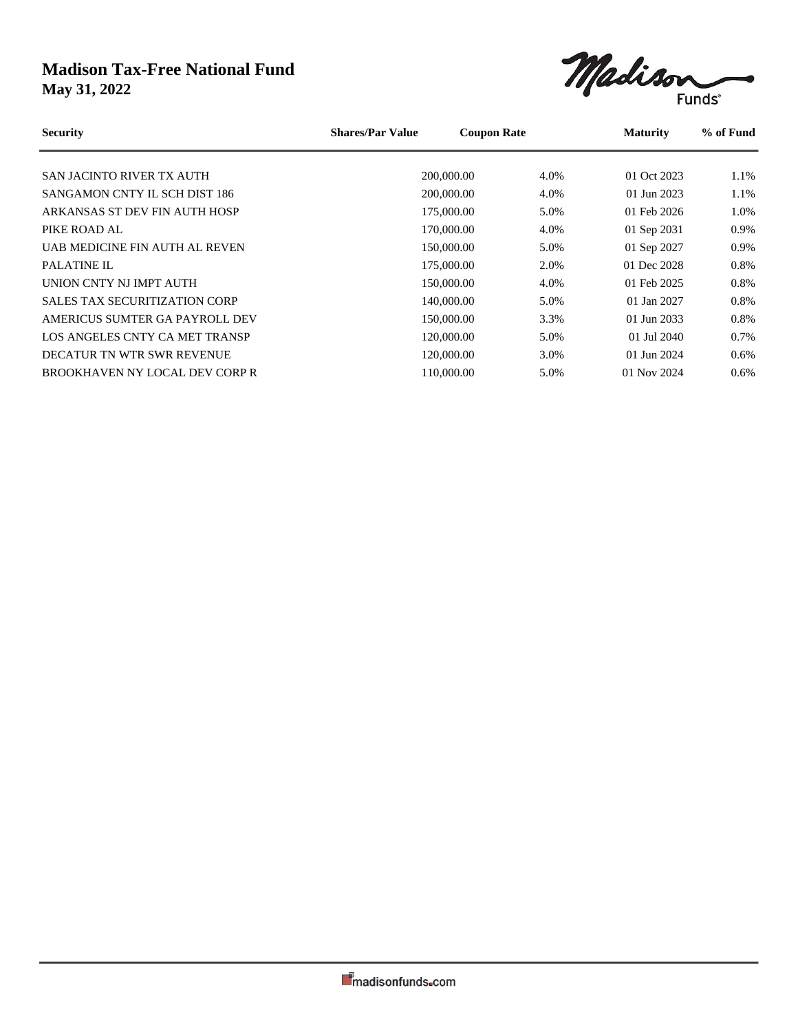**Madison Tax-Free National Fund**
**May 31, 2022**

| Security | Shares/Par Value | Coupon Rate | Maturity | % of Fund |
|---|---|---|---|---|
| SAN JACINTO RIVER TX AUTH | 200,000.00 | 4.0% | 01 Oct 2023 | 1.1% |
| SANGAMON CNTY IL SCH DIST 186 | 200,000.00 | 4.0% | 01 Jun 2023 | 1.1% |
| ARKANSAS ST DEV FIN AUTH HOSP | 175,000.00 | 5.0% | 01 Feb 2026 | 1.0% |
| PIKE ROAD AL | 170,000.00 | 4.0% | 01 Sep 2031 | 0.9% |
| UAB MEDICINE FIN AUTH AL REVEN | 150,000.00 | 5.0% | 01 Sep 2027 | 0.9% |
| PALATINE IL | 175,000.00 | 2.0% | 01 Dec 2028 | 0.8% |
| UNION CNTY NJ IMPT AUTH | 150,000.00 | 4.0% | 01 Feb 2025 | 0.8% |
| SALES TAX SECURITIZATION CORP | 140,000.00 | 5.0% | 01 Jan 2027 | 0.8% |
| AMERICUS SUMTER GA PAYROLL DEV | 150,000.00 | 3.3% | 01 Jun 2033 | 0.8% |
| LOS ANGELES CNTY CA MET TRANSP | 120,000.00 | 5.0% | 01 Jul 2040 | 0.7% |
| DECATUR TN WTR SWR REVENUE | 120,000.00 | 3.0% | 01 Jun 2024 | 0.6% |
| BROOKHAVEN NY LOCAL DEV CORP R | 110,000.00 | 5.0% | 01 Nov 2024 | 0.6% |